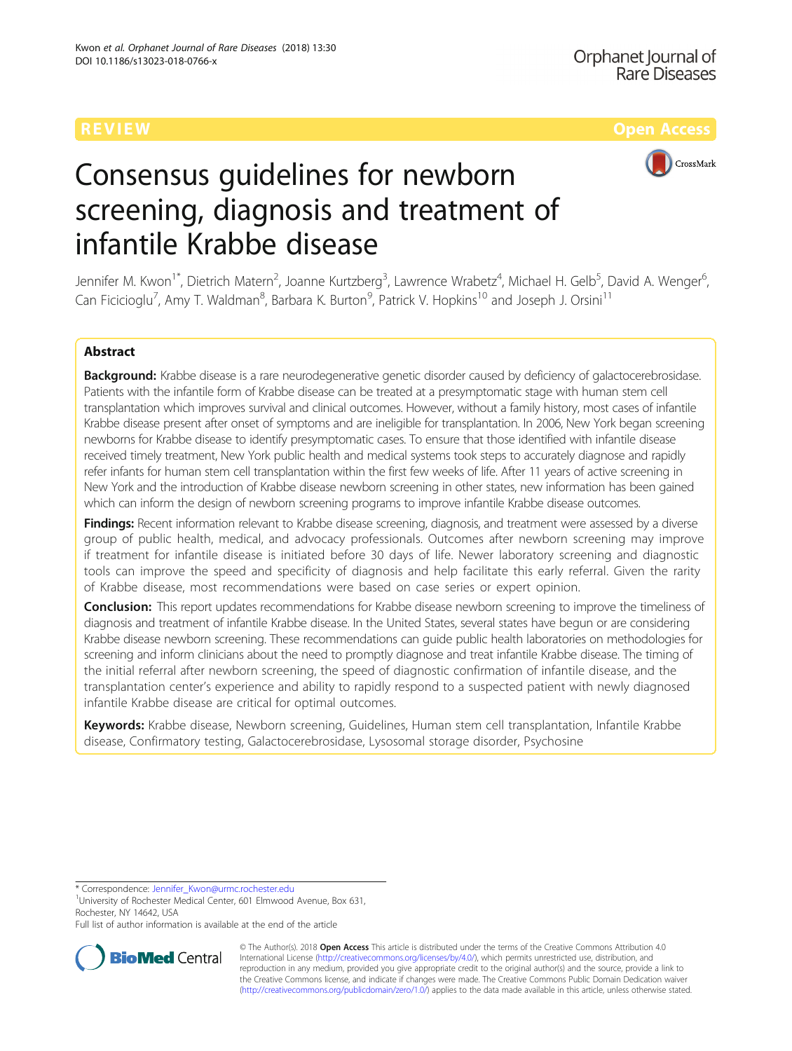REVIEW

Open Access

# Consensus guidelines for newborn screening, diagnosis and treatment of infantile Krabbe disease

Jennifer M. Kwon[1*], Dietrich Matern[2], Joanne Kurtzberg[3], Lawrence Wrabetz[4], Michael H. Gelb[5], David A. Wenger[6], Can Ficicioglu[7], Amy T. Waldman[8], Barbara K. Burton[9], Patrick V. Hopkins[10] and Joseph J. Orsini[11]

## Abstract

**Background:** Krabbe disease is a rare neurodegenerative genetic disorder caused by deficiency of galactocerebrosidase. Patients with the infantile form of Krabbe disease can be treated at a presymptomatic stage with human stem cell transplantation which improves survival and clinical outcomes. However, without a family history, most cases of infantile Krabbe disease present after onset of symptoms and are ineligible for transplantation. In 2006, New York began screening newborns for Krabbe disease to identify presymptomatic cases. To ensure that those identified with infantile disease received timely treatment, New York public health and medical systems took steps to accurately diagnose and rapidly refer infants for human stem cell transplantation within the first few weeks of life. After 11 years of active screening in New York and the introduction of Krabbe disease newborn screening in other states, new information has been gained which can inform the design of newborn screening programs to improve infantile Krabbe disease outcomes.

**Findings:** Recent information relevant to Krabbe disease screening, diagnosis, and treatment were assessed by a diverse group of public health, medical, and advocacy professionals. Outcomes after newborn screening may improve if treatment for infantile disease is initiated before 30 days of life. Newer laboratory screening and diagnostic tools can improve the speed and specificity of diagnosis and help facilitate this early referral. Given the rarity of Krabbe disease, most recommendations were based on case series or expert opinion.

**Conclusion:** This report updates recommendations for Krabbe disease newborn screening to improve the timeliness of diagnosis and treatment of infantile Krabbe disease. In the United States, several states have begun or are considering Krabbe disease newborn screening. These recommendations can guide public health laboratories on methodologies for screening and inform clinicians about the need to promptly diagnose and treat infantile Krabbe disease. The timing of the initial referral after newborn screening, the speed of diagnostic confirmation of infantile disease, and the transplantation center's experience and ability to rapidly respond to a suspected patient with newly diagnosed infantile Krabbe disease are critical for optimal outcomes.

**Keywords:** Krabbe disease, Newborn screening, Guidelines, Human stem cell transplantation, Infantile Krabbe disease, Confirmatory testing, Galactocerebrosidase, Lysosomal storage disorder, Psychosine

---

\* Correspondence: Jennifer_Kwon@urmc.rochester.edu
[1]University of Rochester Medical Center, 601 Elmwood Avenue, Box 631, Rochester, NY 14642, USA
Full list of author information is available at the end of the article

© The Author(s). 2018 **Open Access** This article is distributed under the terms of the Creative Commons Attribution 4.0 International License (http://creativecommons.org/licenses/by/4.0/), which permits unrestricted use, distribution, and reproduction in any medium, provided you give appropriate credit to the original author(s) and the source, provide a link to the Creative Commons license, and indicate if changes were made. The Creative Commons Public Domain Dedication waiver (http://creativecommons.org/publicdomain/zero/1.0/) applies to the data made available in this article, unless otherwise stated.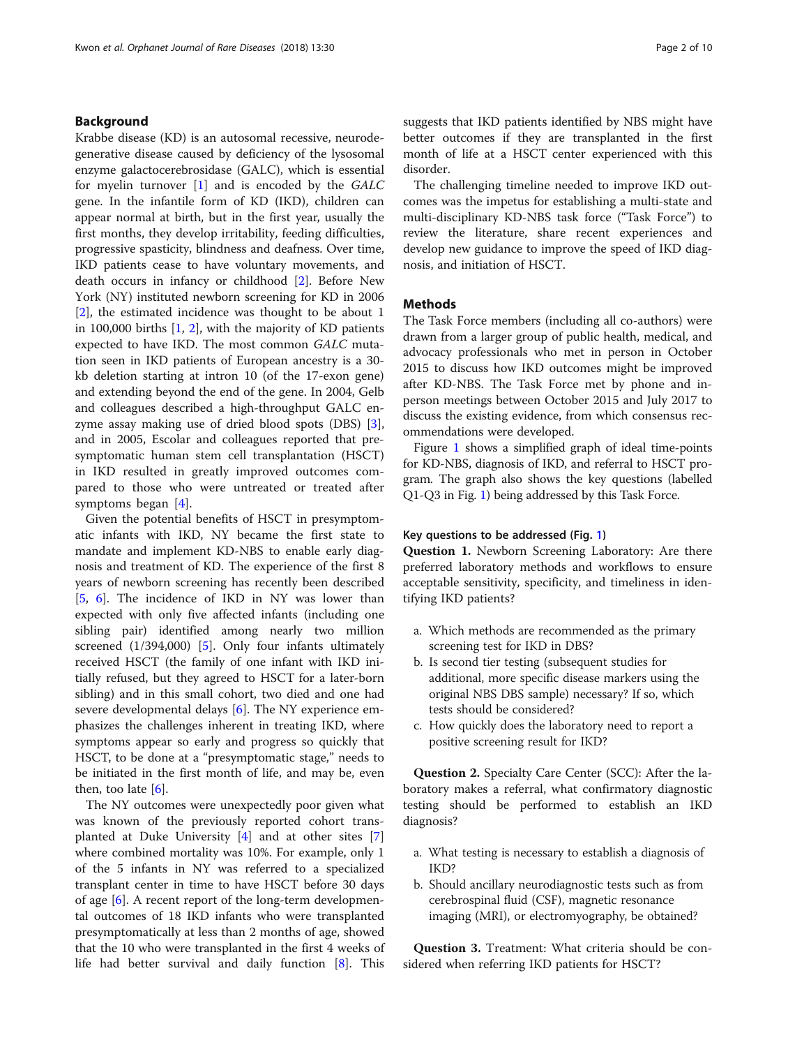## Background

Krabbe disease (KD) is an autosomal recessive, neurodegenerative disease caused by deficiency of the lysosomal enzyme galactocerebrosidase (GALC), which is essential for myelin turnover [1] and is encoded by the *GALC* gene. In the infantile form of KD (IKD), children can appear normal at birth, but in the first year, usually the first months, they develop irritability, feeding difficulties, progressive spasticity, blindness and deafness. Over time, IKD patients cease to have voluntary movements, and death occurs in infancy or childhood [2]. Before New York (NY) instituted newborn screening for KD in 2006 [2], the estimated incidence was thought to be about 1 in 100,000 births [1, 2], with the majority of KD patients expected to have IKD. The most common *GALC* mutation seen in IKD patients of European ancestry is a 30-kb deletion starting at intron 10 (of the 17-exon gene) and extending beyond the end of the gene. In 2004, Gelb and colleagues described a high-throughput GALC enzyme assay making use of dried blood spots (DBS) [3], and in 2005, Escolar and colleagues reported that presymptomatic human stem cell transplantation (HSCT) in IKD resulted in greatly improved outcomes compared to those who were untreated or treated after symptoms began [4].

Given the potential benefits of HSCT in presymptomatic infants with IKD, NY became the first state to mandate and implement KD-NBS to enable early diagnosis and treatment of KD. The experience of the first 8 years of newborn screening has recently been described [5, 6]. The incidence of IKD in NY was lower than expected with only five affected infants (including one sibling pair) identified among nearly two million screened (1/394,000) [5]. Only four infants ultimately received HSCT (the family of one infant with IKD initially refused, but they agreed to HSCT for a later-born sibling) and in this small cohort, two died and one had severe developmental delays [6]. The NY experience emphasizes the challenges inherent in treating IKD, where symptoms appear so early and progress so quickly that HSCT, to be done at a "presymptomatic stage," needs to be initiated in the first month of life, and may be, even then, too late [6].

The NY outcomes were unexpectedly poor given what was known of the previously reported cohort transplanted at Duke University [4] and at other sites [7] where combined mortality was 10%. For example, only 1 of the 5 infants in NY was referred to a specialized transplant center in time to have HSCT before 30 days of age [6]. A recent report of the long-term developmental outcomes of 18 IKD infants who were transplanted presymptomatically at less than 2 months of age, showed that the 10 who were transplanted in the first 4 weeks of life had better survival and daily function [8]. This suggests that IKD patients identified by NBS might have better outcomes if they are transplanted in the first month of life at a HSCT center experienced with this disorder.

The challenging timeline needed to improve IKD outcomes was the impetus for establishing a multi-state and multi-disciplinary KD-NBS task force ("Task Force") to review the literature, share recent experiences and develop new guidance to improve the speed of IKD diagnosis, and initiation of HSCT.

## Methods

The Task Force members (including all co-authors) were drawn from a larger group of public health, medical, and advocacy professionals who met in person in October 2015 to discuss how IKD outcomes might be improved after KD-NBS. The Task Force met by phone and in-person meetings between October 2015 and July 2017 to discuss the existing evidence, from which consensus recommendations were developed.

Figure 1 shows a simplified graph of ideal time-points for KD-NBS, diagnosis of IKD, and referral to HSCT program. The graph also shows the key questions (labelled Q1-Q3 in Fig. 1) being addressed by this Task Force.

### Key questions to be addressed (Fig. 1)

**Question 1.** Newborn Screening Laboratory: Are there preferred laboratory methods and workflows to ensure acceptable sensitivity, specificity, and timeliness in identifying IKD patients?

a. Which methods are recommended as the primary screening test for IKD in DBS?
b. Is second tier testing (subsequent studies for additional, more specific disease markers using the original NBS DBS sample) necessary? If so, which tests should be considered?
c. How quickly does the laboratory need to report a positive screening result for IKD?

**Question 2.** Specialty Care Center (SCC): After the laboratory makes a referral, what confirmatory diagnostic testing should be performed to establish an IKD diagnosis?

a. What testing is necessary to establish a diagnosis of IKD?
b. Should ancillary neurodiagnostic tests such as from cerebrospinal fluid (CSF), magnetic resonance imaging (MRI), or electromyography, be obtained?

**Question 3.** Treatment: What criteria should be considered when referring IKD patients for HSCT?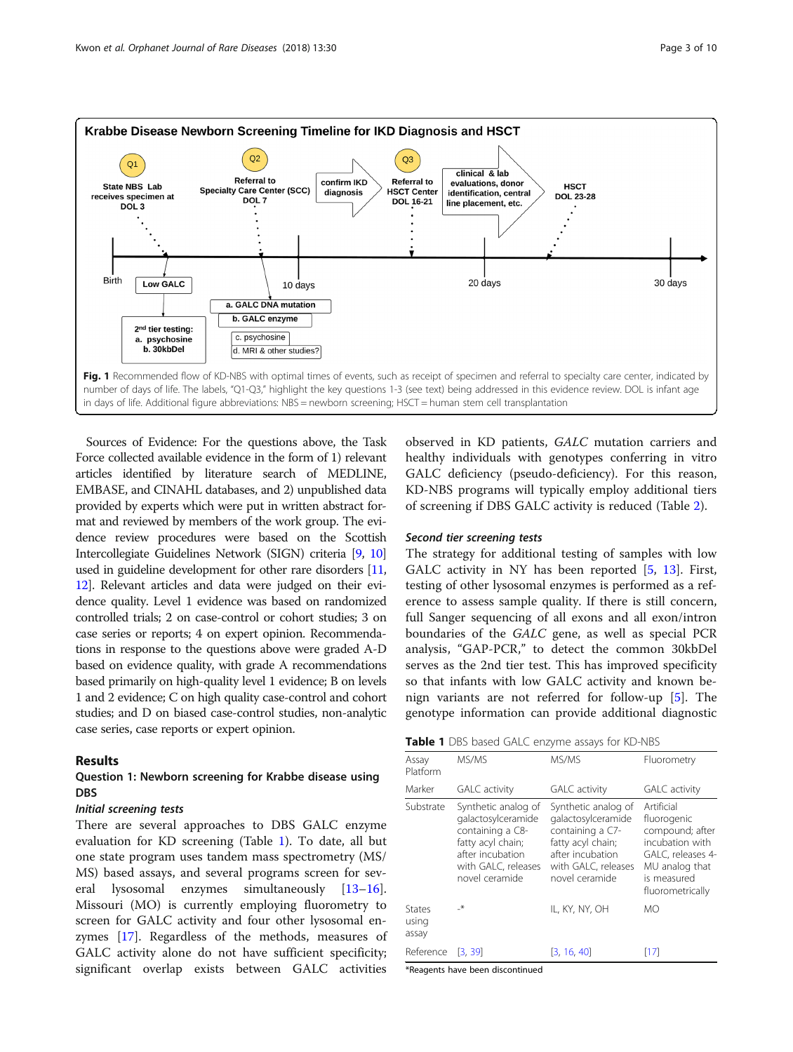Krabbe Disease Newborn Screening Timeline for IKD Diagnosis and HSCT

Q1 State NBS Lab receives specimen at DOL 3

Q2 Referral to Specialty Care Center (SCC) DOL 7

confirm IKD diagnosis

Q3 Referral to HSCT Center DOL 16-21

clinical & lab evaluations, donor identification, central line placement, etc.

HSCT DOL 23-28

Birth — 10 days — 20 days — 30 days

Low GALC

2nd tier testing: a. psychosine b. 30kbDel

a. GALC DNA mutation
b. GALC enzyme
c. psychosine
d. MRI & other studies?

**Fig. 1** Recommended flow of KD-NBS with optimal times of events, such as receipt of specimen and referral to specialty care center, indicated by number of days of life. The labels, "Q1-Q3," highlight the key questions 1-3 (see text) being addressed in this evidence review. DOL is infant age in days of life. Additional figure abbreviations: NBS = newborn screening; HSCT = human stem cell transplantation

Sources of Evidence: For the questions above, the Task Force collected available evidence in the form of 1) relevant articles identified by literature search of MEDLINE, EMBASE, and CINAHL databases, and 2) unpublished data provided by experts which were put in written abstract format and reviewed by members of the work group. The evidence review procedures were based on the Scottish Intercollegiate Guidelines Network (SIGN) criteria [9, 10] used in guideline development for other rare disorders [11, 12]. Relevant articles and data were judged on their evidence quality. Level 1 evidence was based on randomized controlled trials; 2 on case-control or cohort studies; 3 on case series or reports; 4 on expert opinion. Recommendations in response to the questions above were graded A-D based on evidence quality, with grade A recommendations based primarily on high-quality level 1 evidence; B on levels 1 and 2 evidence; C on high quality case-control and cohort studies; and D on biased case-control studies, non-analytic case series, case reports or expert opinion.

## Results

### Question 1: Newborn screening for Krabbe disease using DBS

#### *Initial screening tests*

There are several approaches to DBS GALC enzyme evaluation for KD screening (Table 1). To date, all but one state program uses tandem mass spectrometry (MS/MS) based assays, and several programs screen for several lysosomal enzymes simultaneously [13–16]. Missouri (MO) is currently employing fluorometry to screen for GALC activity and four other lysosomal enzymes [17]. Regardless of the methods, measures of GALC activity alone do not have sufficient specificity; significant overlap exists between GALC activities observed in KD patients, *GALC* mutation carriers and healthy individuals with genotypes conferring in vitro GALC deficiency (pseudo-deficiency). For this reason, KD-NBS programs will typically employ additional tiers of screening if DBS GALC activity is reduced (Table 2).

#### *Second tier screening tests*

The strategy for additional testing of samples with low GALC activity in NY has been reported [5, 13]. First, testing of other lysosomal enzymes is performed as a reference to assess sample quality. If there is still concern, full Sanger sequencing of all exons and all exon/intron boundaries of the *GALC* gene, as well as special PCR analysis, "GAP-PCR," to detect the common 30kbDel serves as the 2nd tier test. This has improved specificity so that infants with low GALC activity and known benign variants are not referred for follow-up [5]. The genotype information can provide additional diagnostic

**Table 1** DBS based GALC enzyme assays for KD-NBS

| Assay Platform | MS/MS | MS/MS | Fluorometry |
|---|---|---|---|
| Marker | GALC activity | GALC activity | GALC activity |
| Substrate | Synthetic analog of galactosylceramide containing a C8-fatty acyl chain; after incubation with GALC, releases novel ceramide | Synthetic analog of galactosylceramide containing a C7-fatty acyl chain; after incubation with GALC, releases novel ceramide | Artificial fluorogenic compound; after incubation with GALC, releases 4-MU analog that is measured fluorometrically |
| States using assay | -* | IL, KY, NY, OH | MO |
| Reference | [3, 39] | [3, 16, 40] | [17] |

*Reagents have been discontinued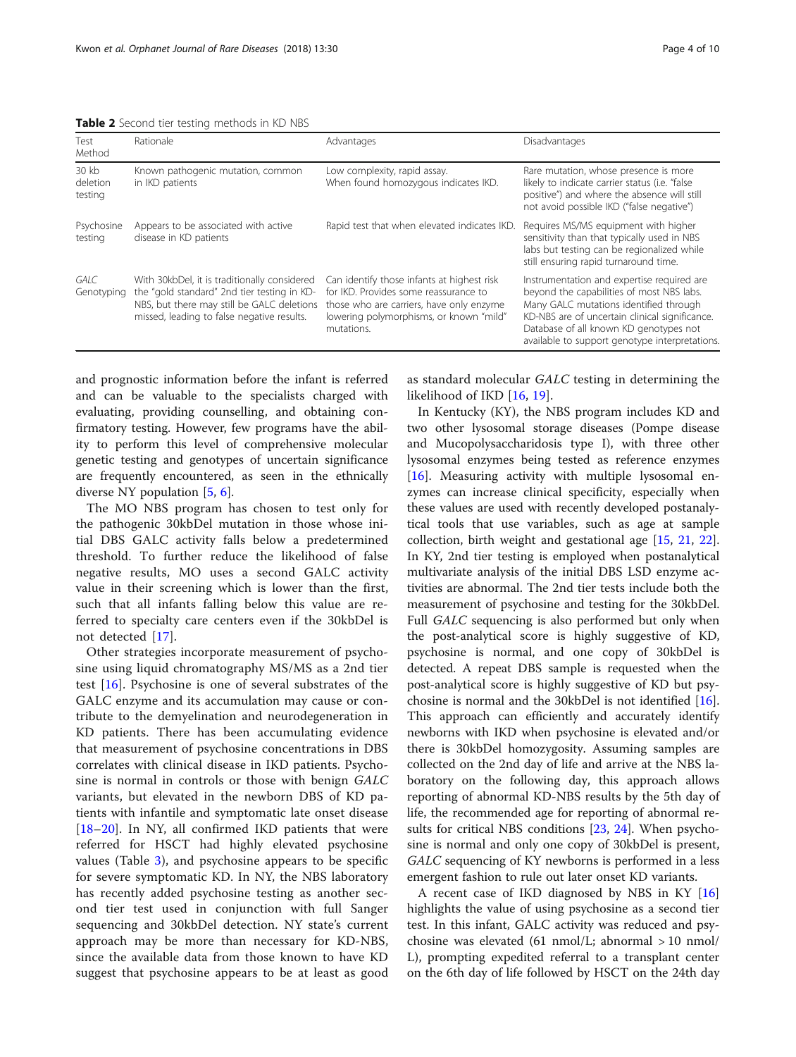**Table 2** Second tier testing methods in KD NBS

| Test Method | Rationale | Advantages | Disadvantages |
| --- | --- | --- | --- |
| 30 kb deletion testing | Known pathogenic mutation, common in IKD patients | Low complexity, rapid assay. When found homozygous indicates IKD. | Rare mutation, whose presence is more likely to indicate carrier status (i.e. "false positive") and where the absence will still not avoid possible IKD ("false negative") |
| Psychosine testing | Appears to be associated with active disease in KD patients | Rapid test that when elevated indicates IKD. | Requires MS/MS equipment with higher sensitivity than that typically used in NBS labs but testing can be regionalized while still ensuring rapid turnaround time. |
| *GALC* Genotyping | With 30kbDel, it is traditionally considered the "gold standard" 2nd tier testing in KD-NBS, but there may still be GALC deletions missed, leading to false negative results. | Can identify those infants at highest risk for IKD. Provides some reassurance to those who are carriers, have only enzyme lowering polymorphisms, or known "mild" mutations. | Instrumentation and expertise required are beyond the capabilities of most NBS labs. Many GALC mutations identified through KD-NBS are of uncertain clinical significance. Database of all known KD genotypes not available to support genotype interpretations. |

and prognostic information before the infant is referred and can be valuable to the specialists charged with evaluating, providing counselling, and obtaining confirmatory testing. However, few programs have the ability to perform this level of comprehensive molecular genetic testing and genotypes of uncertain significance are frequently encountered, as seen in the ethnically diverse NY population [5, 6].

The MO NBS program has chosen to test only for the pathogenic 30kbDel mutation in those whose initial DBS GALC activity falls below a predetermined threshold. To further reduce the likelihood of false negative results, MO uses a second GALC activity value in their screening which is lower than the first, such that all infants falling below this value are referred to specialty care centers even if the 30kbDel is not detected [17].

Other strategies incorporate measurement of psychosine using liquid chromatography MS/MS as a 2nd tier test [16]. Psychosine is one of several substrates of the GALC enzyme and its accumulation may cause or contribute to the demyelination and neurodegeneration in KD patients. There has been accumulating evidence that measurement of psychosine concentrations in DBS correlates with clinical disease in IKD patients. Psychosine is normal in controls or those with benign *GALC* variants, but elevated in the newborn DBS of KD patients with infantile and symptomatic late onset disease [18–20]. In NY, all confirmed IKD patients that were referred for HSCT had highly elevated psychosine values (Table 3), and psychosine appears to be specific for severe symptomatic KD. In NY, the NBS laboratory has recently added psychosine testing as another second tier test used in conjunction with full Sanger sequencing and 30kbDel detection. NY state's current approach may be more than necessary for KD-NBS, since the available data from those known to have KD suggest that psychosine appears to be at least as good as standard molecular *GALC* testing in determining the likelihood of IKD [16, 19].

In Kentucky (KY), the NBS program includes KD and two other lysosomal storage diseases (Pompe disease and Mucopolysaccharidosis type I), with three other lysosomal enzymes being tested as reference enzymes [16]. Measuring activity with multiple lysosomal enzymes can increase clinical specificity, especially when these values are used with recently developed postanalytical tools that use variables, such as age at sample collection, birth weight and gestational age [15, 21, 22]. In KY, 2nd tier testing is employed when postanalytical multivariate analysis of the initial DBS LSD enzyme activities are abnormal. The 2nd tier tests include both the measurement of psychosine and testing for the 30kbDel. Full *GALC* sequencing is also performed but only when the post-analytical score is highly suggestive of KD, psychosine is normal, and one copy of 30kbDel is detected. A repeat DBS sample is requested when the post-analytical score is highly suggestive of KD but psychosine is normal and the 30kbDel is not identified [16]. This approach can efficiently and accurately identify newborns with IKD when psychosine is elevated and/or there is 30kbDel homozygosity. Assuming samples are collected on the 2nd day of life and arrive at the NBS laboratory on the following day, this approach allows reporting of abnormal KD-NBS results by the 5th day of life, the recommended age for reporting of abnormal results for critical NBS conditions [23, 24]. When psychosine is normal and only one copy of 30kbDel is present, *GALC* sequencing of KY newborns is performed in a less emergent fashion to rule out later onset KD variants.

A recent case of IKD diagnosed by NBS in KY [16] highlights the value of using psychosine as a second tier test. In this infant, GALC activity was reduced and psychosine was elevated (61 nmol/L; abnormal > 10 nmol/L), prompting expedited referral to a transplant center on the 6th day of life followed by HSCT on the 24th day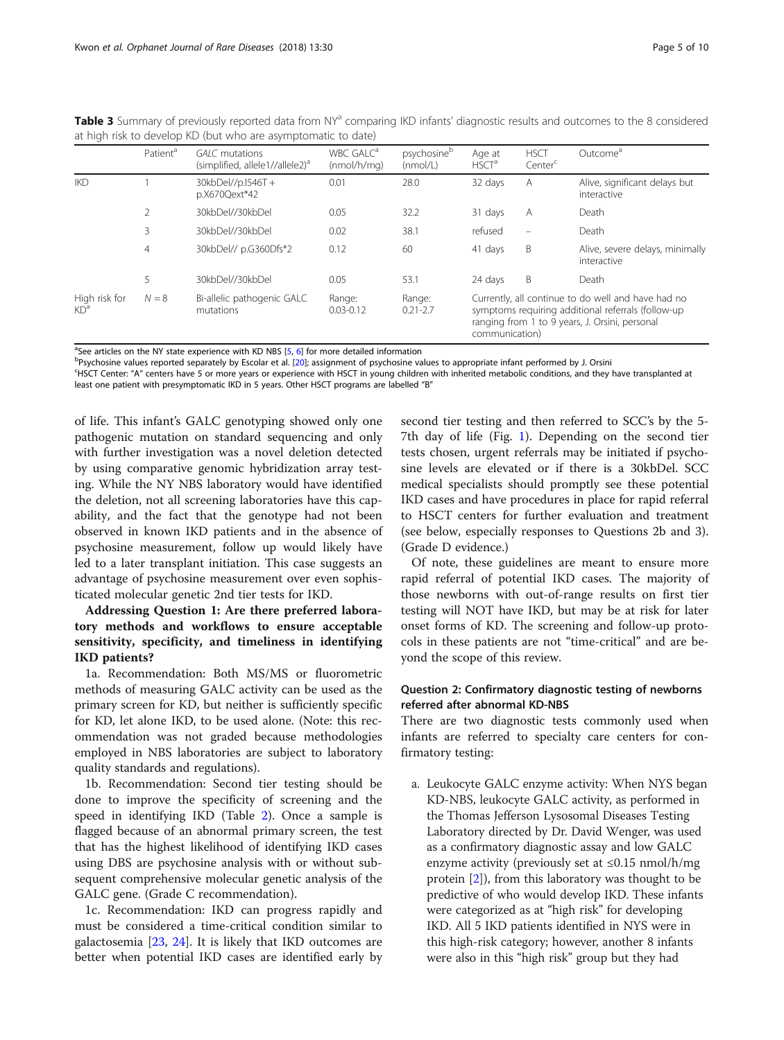**Table 3** Summary of previously reported data from NY[a] comparing IKD infants' diagnostic results and outcomes to the 8 considered at high risk to develop KD (but who are asymptomatic to date)

| | Patient[a] | *GALC* mutations (simplified, allele1//allele2)[a] | WBC GALC[a] (nmol/h/mg) | psychosine[b] (nmol/L) | Age at HSCT[a] | HSCT Center[c] | Outcome[a] |
|---|---|---|---|---|---|---|---|
| IKD | 1 | 30kbDel//p.I546T + p.X670Qext*42 | 0.01 | 28.0 | 32 days | A | Alive, significant delays but interactive |
| | 2 | 30kbDel//30kbDel | 0.05 | 32.2 | 31 days | A | Death |
| | 3 | 30kbDel//30kbDel | 0.02 | 38.1 | refused | – | Death |
| | 4 | 30kbDel// p.G360Dfs*2 | 0.12 | 60 | 41 days | B | Alive, severe delays, minimally interactive |
| | 5 | 30kbDel//30kbDel | 0.05 | 53.1 | 24 days | B | Death |
| High risk for KD[a] | N = 8 | Bi-allelic pathogenic GALC mutations | Range: 0.03-0.12 | Range: 0.21-2.7 | Currently, all continue to do well and have had no symptoms requiring additional referrals (follow-up ranging from 1 to 9 years, J. Orsini, personal communication) | | |

[a]See articles on the NY state experience with KD NBS [5, 6] for more detailed information
[b]Psychosine values reported separately by Escolar et al. [20]; assignment of psychosine values to appropriate infant performed by J. Orsini
[c]HSCT Center: "A" centers have 5 or more years or experience with HSCT in young children with inherited metabolic conditions, and they have transplanted at least one patient with presymptomatic IKD in 5 years. Other HSCT programs are labelled "B"

of life. This infant's GALC genotyping showed only one pathogenic mutation on standard sequencing and only with further investigation was a novel deletion detected by using comparative genomic hybridization array testing. While the NY NBS laboratory would have identified the deletion, not all screening laboratories have this capability, and the fact that the genotype had not been observed in known IKD patients and in the absence of psychosine measurement, follow up would likely have led to a later transplant initiation. This case suggests an advantage of psychosine measurement over even sophisticated molecular genetic 2nd tier tests for IKD.

**Addressing Question 1: Are there preferred laboratory methods and workflows to ensure acceptable sensitivity, specificity, and timeliness in identifying IKD patients?**

1a. Recommendation: Both MS/MS or fluorometric methods of measuring GALC activity can be used as the primary screen for KD, but neither is sufficiently specific for KD, let alone IKD, to be used alone. (Note: this recommendation was not graded because methodologies employed in NBS laboratories are subject to laboratory quality standards and regulations).

1b. Recommendation: Second tier testing should be done to improve the specificity of screening and the speed in identifying IKD (Table 2). Once a sample is flagged because of an abnormal primary screen, the test that has the highest likelihood of identifying IKD cases using DBS are psychosine analysis with or without subsequent comprehensive molecular genetic analysis of the GALC gene. (Grade C recommendation).

1c. Recommendation: IKD can progress rapidly and must be considered a time-critical condition similar to galactosemia [23, 24]. It is likely that IKD outcomes are better when potential IKD cases are identified early by second tier testing and then referred to SCC's by the 5-7th day of life (Fig. 1). Depending on the second tier tests chosen, urgent referrals may be initiated if psychosine levels are elevated or if there is a 30kbDel. SCC medical specialists should promptly see these potential IKD cases and have procedures in place for rapid referral to HSCT centers for further evaluation and treatment (see below, especially responses to Questions 2b and 3). (Grade D evidence.)

Of note, these guidelines are meant to ensure more rapid referral of potential IKD cases. The majority of those newborns with out-of-range results on first tier testing will NOT have IKD, but may be at risk for later onset forms of KD. The screening and follow-up protocols in these patients are not "time-critical" and are beyond the scope of this review.

## Question 2: Confirmatory diagnostic testing of newborns referred after abnormal KD-NBS

There are two diagnostic tests commonly used when infants are referred to specialty care centers for confirmatory testing:

a. Leukocyte GALC enzyme activity: When NYS began KD-NBS, leukocyte GALC activity, as performed in the Thomas Jefferson Lysosomal Diseases Testing Laboratory directed by Dr. David Wenger, was used as a confirmatory diagnostic assay and low GALC enzyme activity (previously set at ≤0.15 nmol/h/mg protein [2]), from this laboratory was thought to be predictive of who would develop IKD. These infants were categorized as at "high risk" for developing IKD. All 5 IKD patients identified in NYS were in this high-risk category; however, another 8 infants were also in this "high risk" group but they had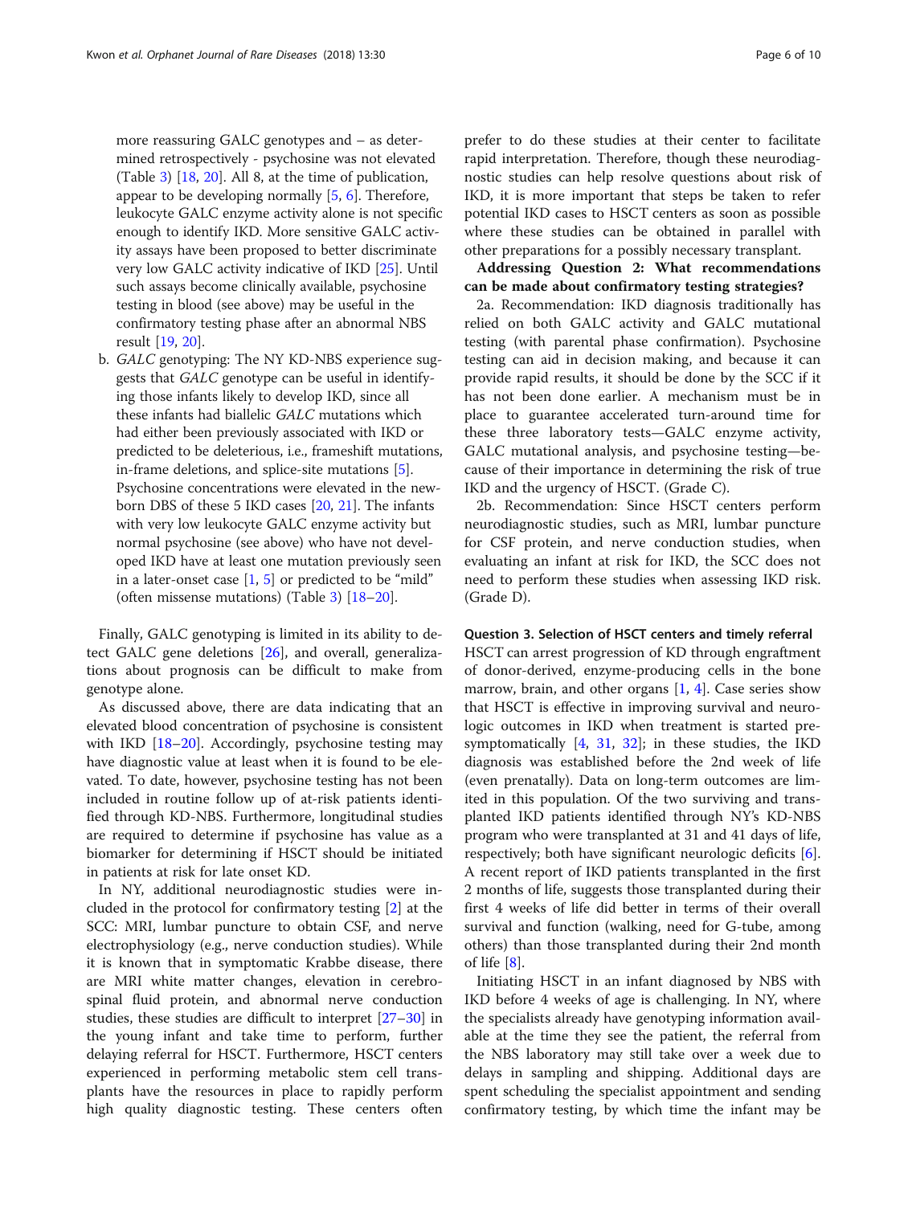more reassuring GALC genotypes and – as determined retrospectively - psychosine was not elevated (Table 3) [18, 20]. All 8, at the time of publication, appear to be developing normally [5, 6]. Therefore, leukocyte GALC enzyme activity alone is not specific enough to identify IKD. More sensitive GALC activity assays have been proposed to better discriminate very low GALC activity indicative of IKD [25]. Until such assays become clinically available, psychosine testing in blood (see above) may be useful in the confirmatory testing phase after an abnormal NBS result [19, 20].

b. *GALC* genotyping: The NY KD-NBS experience suggests that *GALC* genotype can be useful in identifying those infants likely to develop IKD, since all these infants had biallelic *GALC* mutations which had either been previously associated with IKD or predicted to be deleterious, i.e., frameshift mutations, in-frame deletions, and splice-site mutations [5]. Psychosine concentrations were elevated in the newborn DBS of these 5 IKD cases [20, 21]. The infants with very low leukocyte GALC enzyme activity but normal psychosine (see above) who have not developed IKD have at least one mutation previously seen in a later-onset case [1, 5] or predicted to be "mild" (often missense mutations) (Table 3) [18–20].

Finally, GALC genotyping is limited in its ability to detect GALC gene deletions [26], and overall, generalizations about prognosis can be difficult to make from genotype alone.

As discussed above, there are data indicating that an elevated blood concentration of psychosine is consistent with IKD [18–20]. Accordingly, psychosine testing may have diagnostic value at least when it is found to be elevated. To date, however, psychosine testing has not been included in routine follow up of at-risk patients identified through KD-NBS. Furthermore, longitudinal studies are required to determine if psychosine has value as a biomarker for determining if HSCT should be initiated in patients at risk for late onset KD.

In NY, additional neurodiagnostic studies were included in the protocol for confirmatory testing [2] at the SCC: MRI, lumbar puncture to obtain CSF, and nerve electrophysiology (e.g., nerve conduction studies). While it is known that in symptomatic Krabbe disease, there are MRI white matter changes, elevation in cerebrospinal fluid protein, and abnormal nerve conduction studies, these studies are difficult to interpret [27–30] in the young infant and take time to perform, further delaying referral for HSCT. Furthermore, HSCT centers experienced in performing metabolic stem cell transplants have the resources in place to rapidly perform high quality diagnostic testing. These centers often prefer to do these studies at their center to facilitate rapid interpretation. Therefore, though these neurodiagnostic studies can help resolve questions about risk of IKD, it is more important that steps be taken to refer potential IKD cases to HSCT centers as soon as possible where these studies can be obtained in parallel with other preparations for a possibly necessary transplant.

**Addressing Question 2: What recommendations can be made about confirmatory testing strategies?**

2a. Recommendation: IKD diagnosis traditionally has relied on both GALC activity and GALC mutational testing (with parental phase confirmation). Psychosine testing can aid in decision making, and because it can provide rapid results, it should be done by the SCC if it has not been done earlier. A mechanism must be in place to guarantee accelerated turn-around time for these three laboratory tests—GALC enzyme activity, GALC mutational analysis, and psychosine testing—because of their importance in determining the risk of true IKD and the urgency of HSCT. (Grade C).

2b. Recommendation: Since HSCT centers perform neurodiagnostic studies, such as MRI, lumbar puncture for CSF protein, and nerve conduction studies, when evaluating an infant at risk for IKD, the SCC does not need to perform these studies when assessing IKD risk. (Grade D).

### Question 3. Selection of HSCT centers and timely referral

HSCT can arrest progression of KD through engraftment of donor-derived, enzyme-producing cells in the bone marrow, brain, and other organs [1, 4]. Case series show that HSCT is effective in improving survival and neurologic outcomes in IKD when treatment is started presymptomatically [4, 31, 32]; in these studies, the IKD diagnosis was established before the 2nd week of life (even prenatally). Data on long-term outcomes are limited in this population. Of the two surviving and transplanted IKD patients identified through NY's KD-NBS program who were transplanted at 31 and 41 days of life, respectively; both have significant neurologic deficits [6]. A recent report of IKD patients transplanted in the first 2 months of life, suggests those transplanted during their first 4 weeks of life did better in terms of their overall survival and function (walking, need for G-tube, among others) than those transplanted during their 2nd month of life [8].

Initiating HSCT in an infant diagnosed by NBS with IKD before 4 weeks of age is challenging. In NY, where the specialists already have genotyping information available at the time they see the patient, the referral from the NBS laboratory may still take over a week due to delays in sampling and shipping. Additional days are spent scheduling the specialist appointment and sending confirmatory testing, by which time the infant may be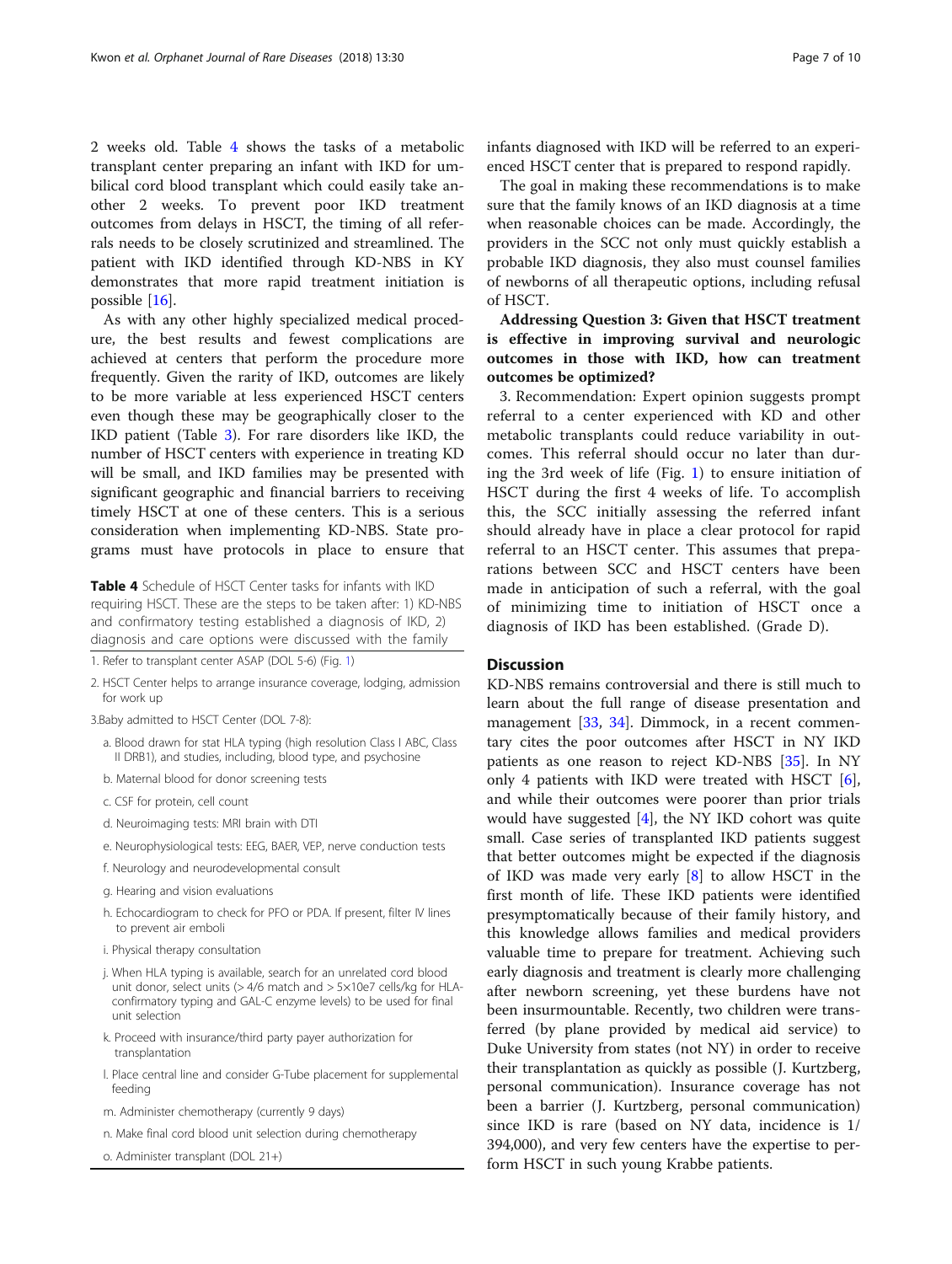2 weeks old. Table 4 shows the tasks of a metabolic transplant center preparing an infant with IKD for umbilical cord blood transplant which could easily take another 2 weeks. To prevent poor IKD treatment outcomes from delays in HSCT, the timing of all referrals needs to be closely scrutinized and streamlined. The patient with IKD identified through KD-NBS in KY demonstrates that more rapid treatment initiation is possible [16].

As with any other highly specialized medical procedure, the best results and fewest complications are achieved at centers that perform the procedure more frequently. Given the rarity of IKD, outcomes are likely to be more variable at less experienced HSCT centers even though these may be geographically closer to the IKD patient (Table 3). For rare disorders like IKD, the number of HSCT centers with experience in treating KD will be small, and IKD families may be presented with significant geographic and financial barriers to receiving timely HSCT at one of these centers. This is a serious consideration when implementing KD-NBS. State programs must have protocols in place to ensure that infants diagnosed with IKD will be referred to an experienced HSCT center that is prepared to respond rapidly.

**Table 4** Schedule of HSCT Center tasks for infants with IKD requiring HSCT. These are the steps to be taken after: 1) KD-NBS and confirmatory testing established a diagnosis of IKD, 2) diagnosis and care options were discussed with the family

1. Refer to transplant center ASAP (DOL 5-6) (Fig. 1)
2. HSCT Center helps to arrange insurance coverage, lodging, admission for work up
3. Baby admitted to HSCT Center (DOL 7-8):
   - a. Blood drawn for stat HLA typing (high resolution Class I ABC, Class II DRB1), and studies, including, blood type, and psychosine
   - b. Maternal blood for donor screening tests
   - c. CSF for protein, cell count
   - d. Neuroimaging tests: MRI brain with DTI
   - e. Neurophysiological tests: EEG, BAER, VEP, nerve conduction tests
   - f. Neurology and neurodevelopmental consult
   - g. Hearing and vision evaluations
   - h. Echocardiogram to check for PFO or PDA. If present, filter IV lines to prevent air emboli
   - i. Physical therapy consultation
   - j. When HLA typing is available, search for an unrelated cord blood unit donor, select units (> 4/6 match and > 5×10e7 cells/kg for HLA-confirmatory typing and GAL-C enzyme levels) to be used for final unit selection
   - k. Proceed with insurance/third party payer authorization for transplantation
   - l. Place central line and consider G-Tube placement for supplemental feeding
   - m. Administer chemotherapy (currently 9 days)
   - n. Make final cord blood unit selection during chemotherapy
   - o. Administer transplant (DOL 21+)

The goal in making these recommendations is to make sure that the family knows of an IKD diagnosis at a time when reasonable choices can be made. Accordingly, the providers in the SCC not only must quickly establish a probable IKD diagnosis, they also must counsel families of newborns of all therapeutic options, including refusal of HSCT.

**Addressing Question 3: Given that HSCT treatment is effective in improving survival and neurologic outcomes in those with IKD, how can treatment outcomes be optimized?**

3. Recommendation: Expert opinion suggests prompt referral to a center experienced with KD and other metabolic transplants could reduce variability in outcomes. This referral should occur no later than during the 3rd week of life (Fig. 1) to ensure initiation of HSCT during the first 4 weeks of life. To accomplish this, the SCC initially assessing the referred infant should already have in place a clear protocol for rapid referral to an HSCT center. This assumes that preparations between SCC and HSCT centers have been made in anticipation of such a referral, with the goal of minimizing time to initiation of HSCT once a diagnosis of IKD has been established. (Grade D).

## Discussion

KD-NBS remains controversial and there is still much to learn about the full range of disease presentation and management [33, 34]. Dimmock, in a recent commentary cites the poor outcomes after HSCT in NY IKD patients as one reason to reject KD-NBS [35]. In NY only 4 patients with IKD were treated with HSCT [6], and while their outcomes were poorer than prior trials would have suggested [4], the NY IKD cohort was quite small. Case series of transplanted IKD patients suggest that better outcomes might be expected if the diagnosis of IKD was made very early [8] to allow HSCT in the first month of life. These IKD patients were identified presymptomatically because of their family history, and this knowledge allows families and medical providers valuable time to prepare for treatment. Achieving such early diagnosis and treatment is clearly more challenging after newborn screening, yet these burdens have not been insurmountable. Recently, two children were transferred (by plane provided by medical aid service) to Duke University from states (not NY) in order to receive their transplantation as quickly as possible (J. Kurtzberg, personal communication). Insurance coverage has not been a barrier (J. Kurtzberg, personal communication) since IKD is rare (based on NY data, incidence is 1/394,000), and very few centers have the expertise to perform HSCT in such young Krabbe patients.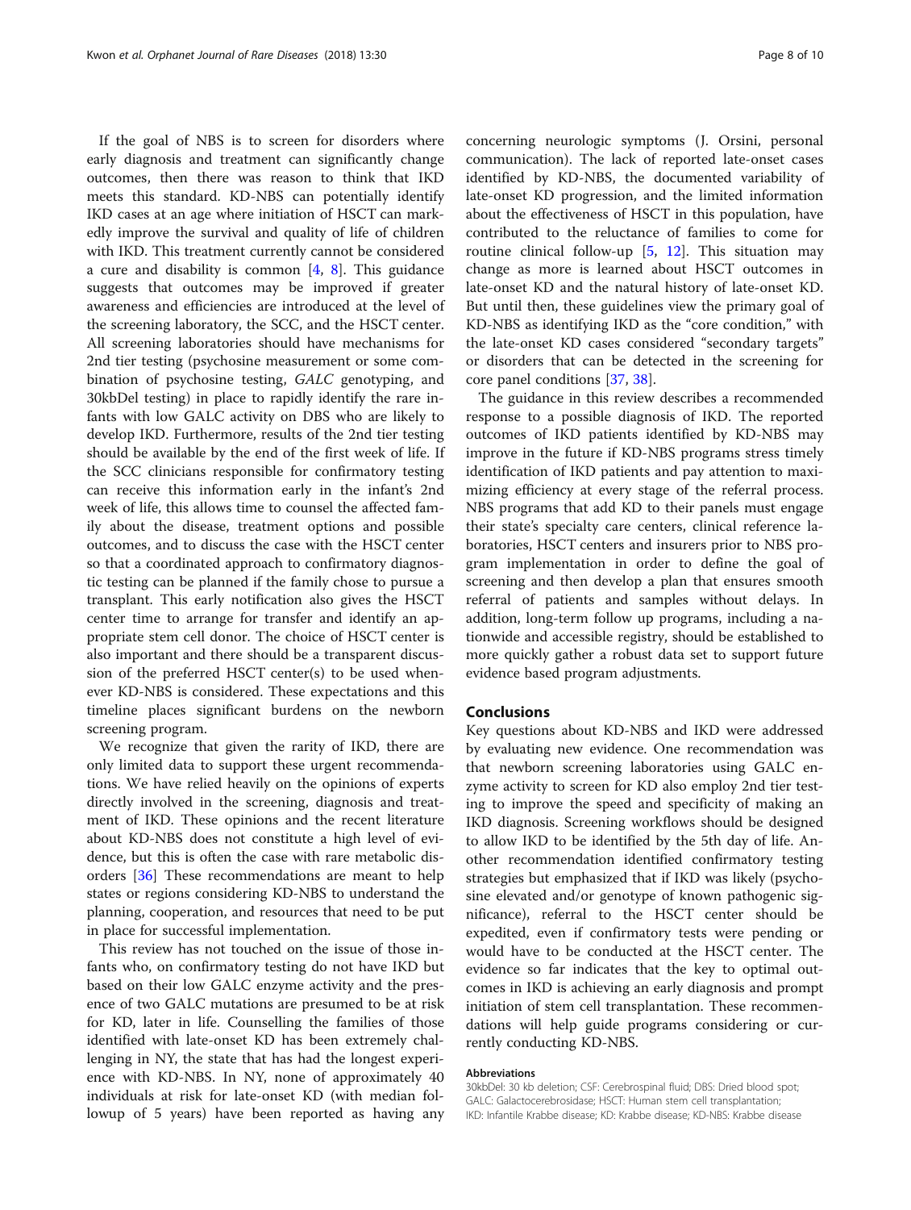If the goal of NBS is to screen for disorders where early diagnosis and treatment can significantly change outcomes, then there was reason to think that IKD meets this standard. KD-NBS can potentially identify IKD cases at an age where initiation of HSCT can markedly improve the survival and quality of life of children with IKD. This treatment currently cannot be considered a cure and disability is common [4, 8]. This guidance suggests that outcomes may be improved if greater awareness and efficiencies are introduced at the level of the screening laboratory, the SCC, and the HSCT center. All screening laboratories should have mechanisms for 2nd tier testing (psychosine measurement or some combination of psychosine testing, *GALC* genotyping, and 30kbDel testing) in place to rapidly identify the rare infants with low GALC activity on DBS who are likely to develop IKD. Furthermore, results of the 2nd tier testing should be available by the end of the first week of life. If the SCC clinicians responsible for confirmatory testing can receive this information early in the infant's 2nd week of life, this allows time to counsel the affected family about the disease, treatment options and possible outcomes, and to discuss the case with the HSCT center so that a coordinated approach to confirmatory diagnostic testing can be planned if the family chose to pursue a transplant. This early notification also gives the HSCT center time to arrange for transfer and identify an appropriate stem cell donor. The choice of HSCT center is also important and there should be a transparent discussion of the preferred HSCT center(s) to be used whenever KD-NBS is considered. These expectations and this timeline places significant burdens on the newborn screening program.

We recognize that given the rarity of IKD, there are only limited data to support these urgent recommendations. We have relied heavily on the opinions of experts directly involved in the screening, diagnosis and treatment of IKD. These opinions and the recent literature about KD-NBS does not constitute a high level of evidence, but this is often the case with rare metabolic disorders [36] These recommendations are meant to help states or regions considering KD-NBS to understand the planning, cooperation, and resources that need to be put in place for successful implementation.

This review has not touched on the issue of those infants who, on confirmatory testing do not have IKD but based on their low GALC enzyme activity and the presence of two GALC mutations are presumed to be at risk for KD, later in life. Counselling the families of those identified with late-onset KD has been extremely challenging in NY, the state that has had the longest experience with KD-NBS. In NY, none of approximately 40 individuals at risk for late-onset KD (with median followup of 5 years) have been reported as having any concerning neurologic symptoms (J. Orsini, personal communication). The lack of reported late-onset cases identified by KD-NBS, the documented variability of late-onset KD progression, and the limited information about the effectiveness of HSCT in this population, have contributed to the reluctance of families to come for routine clinical follow-up [5, 12]. This situation may change as more is learned about HSCT outcomes in late-onset KD and the natural history of late-onset KD. But until then, these guidelines view the primary goal of KD-NBS as identifying IKD as the "core condition," with the late-onset KD cases considered "secondary targets" or disorders that can be detected in the screening for core panel conditions [37, 38].

The guidance in this review describes a recommended response to a possible diagnosis of IKD. The reported outcomes of IKD patients identified by KD-NBS may improve in the future if KD-NBS programs stress timely identification of IKD patients and pay attention to maximizing efficiency at every stage of the referral process. NBS programs that add KD to their panels must engage their state's specialty care centers, clinical reference laboratories, HSCT centers and insurers prior to NBS program implementation in order to define the goal of screening and then develop a plan that ensures smooth referral of patients and samples without delays. In addition, long-term follow up programs, including a nationwide and accessible registry, should be established to more quickly gather a robust data set to support future evidence based program adjustments.

## Conclusions

Key questions about KD-NBS and IKD were addressed by evaluating new evidence. One recommendation was that newborn screening laboratories using GALC enzyme activity to screen for KD also employ 2nd tier testing to improve the speed and specificity of making an IKD diagnosis. Screening workflows should be designed to allow IKD to be identified by the 5th day of life. Another recommendation identified confirmatory testing strategies but emphasized that if IKD was likely (psychosine elevated and/or genotype of known pathogenic significance), referral to the HSCT center should be expedited, even if confirmatory tests were pending or would have to be conducted at the HSCT center. The evidence so far indicates that the key to optimal outcomes in IKD is achieving an early diagnosis and prompt initiation of stem cell transplantation. These recommendations will help guide programs considering or currently conducting KD-NBS.

#### Abbreviations

30kbDel: 30 kb deletion; CSF: Cerebrospinal fluid; DBS: Dried blood spot; GALC: Galactocerebrosidase; HSCT: Human stem cell transplantation; IKD: Infantile Krabbe disease; KD: Krabbe disease; KD-NBS: Krabbe disease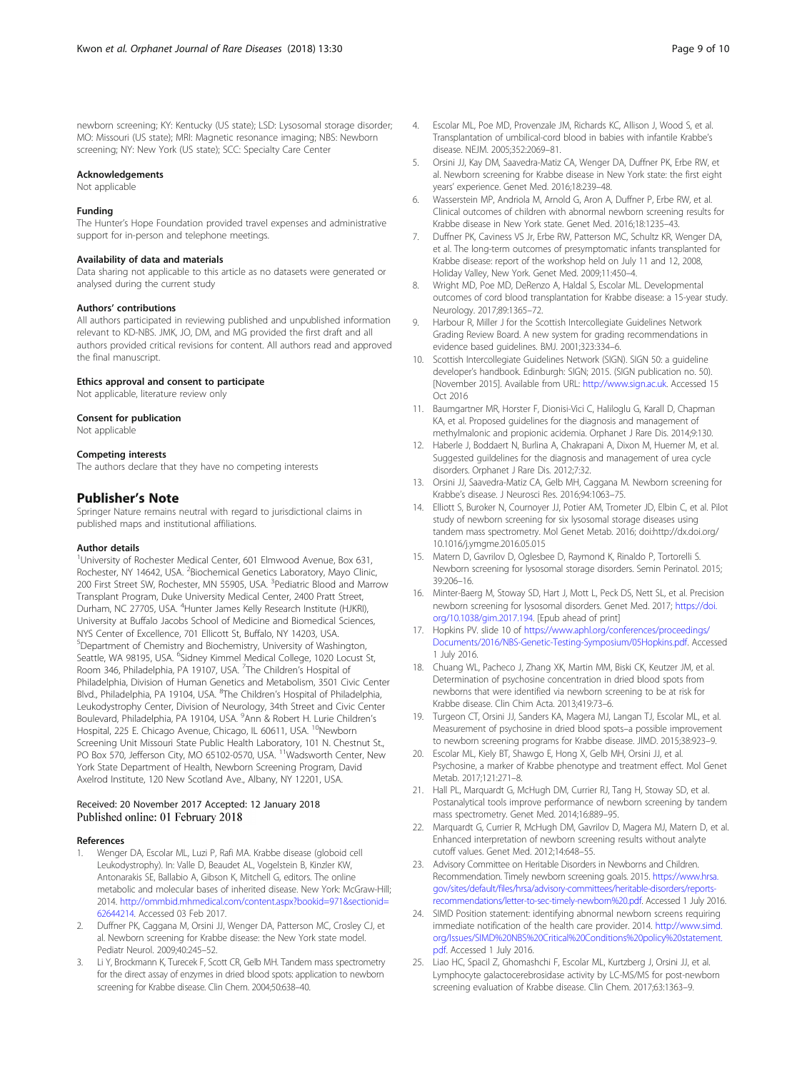newborn screening; KY: Kentucky (US state); LSD: Lysosomal storage disorder; MO: Missouri (US state); MRI: Magnetic resonance imaging; NBS: Newborn screening; NY: New York (US state); SCC: Specialty Care Center

### Acknowledgements

Not applicable

### Funding

The Hunter's Hope Foundation provided travel expenses and administrative support for in-person and telephone meetings.

### Availability of data and materials

Data sharing not applicable to this article as no datasets were generated or analysed during the current study

### Authors' contributions

All authors participated in reviewing published and unpublished information relevant to KD-NBS. JMK, JO, DM, and MG provided the first draft and all authors provided critical revisions for content. All authors read and approved the final manuscript.

### Ethics approval and consent to participate

Not applicable, literature review only

### Consent for publication

Not applicable

### Competing interests

The authors declare that they have no competing interests

## Publisher's Note

Springer Nature remains neutral with regard to jurisdictional claims in published maps and institutional affiliations.

### Author details

[1]University of Rochester Medical Center, 601 Elmwood Avenue, Box 631, Rochester, NY 14642, USA. [2]Biochemical Genetics Laboratory, Mayo Clinic, 200 First Street SW, Rochester, MN 55905, USA. [3]Pediatric Blood and Marrow Transplant Program, Duke University Medical Center, 2400 Pratt Street, Durham, NC 27705, USA. [4]Hunter James Kelly Research Institute (HJKRI), University at Buffalo Jacobs School of Medicine and Biomedical Sciences, NYS Center of Excellence, 701 Ellicott St, Buffalo, NY 14203, USA. [5]Department of Chemistry and Biochemistry, University of Washington, Seattle, WA 98195, USA. [6]Sidney Kimmel Medical College, 1020 Locust St, Room 346, Philadelphia, PA 19107, USA. [7]The Children's Hospital of Philadelphia, Division of Human Genetics and Metabolism, 3501 Civic Center Blvd., Philadelphia, PA 19104, USA. [8]The Children's Hospital of Philadelphia, Leukodystrophy Center, Division of Neurology, 34th Street and Civic Center Boulevard, Philadelphia, PA 19104, USA. [9]Ann & Robert H. Lurie Children's Hospital, 225 E. Chicago Avenue, Chicago, IL 60611, USA. [10]Newborn Screening Unit Missouri State Public Health Laboratory, 101 N. Chestnut St., PO Box 570, Jefferson City, MO 65102-0570, USA. [11]Wadsworth Center, New York State Department of Health, Newborn Screening Program, David Axelrod Institute, 120 New Scotland Ave., Albany, NY 12201, USA.

Received: 20 November 2017 Accepted: 12 January 2018
Published online: 01 February 2018

### References

1. Wenger DA, Escolar ML, Luzi P, Rafi MA. Krabbe disease (globoid cell Leukodystrophy). In: Valle D, Beaudet AL, Vogelstein B, Kinzler KW, Antonarakis SE, Ballabio A, Gibson K, Mitchell G, editors. The online metabolic and molecular bases of inherited disease. New York: McGraw-Hill; 2014. http://ommbid.mhmedical.com/content.aspx?bookid=971&sectionid=62644214. Accessed 03 Feb 2017.
2. Duffner PK, Caggana M, Orsini JJ, Wenger DA, Patterson MC, Crosley CJ, et al. Newborn screening for Krabbe disease: the New York state model. Pediatr Neurol. 2009;40:245–52.
3. Li Y, Brockmann K, Turecek F, Scott CR, Gelb MH. Tandem mass spectrometry for the direct assay of enzymes in dried blood spots: application to newborn screening for Krabbe disease. Clin Chem. 2004;50:638–40.
4. Escolar ML, Poe MD, Provenzale JM, Richards KC, Allison J, Wood S, et al. Transplantation of umbilical-cord blood in babies with infantile Krabbe's disease. NEJM. 2005;352:2069–81.
5. Orsini JJ, Kay DM, Saavedra-Matiz CA, Wenger DA, Duffner PK, Erbe RW, et al. Newborn screening for Krabbe disease in New York state: the first eight years' experience. Genet Med. 2016;18:239–48.
6. Wasserstein MP, Andriola M, Arnold G, Aron A, Duffner P, Erbe RW, et al. Clinical outcomes of children with abnormal newborn screening results for Krabbe disease in New York state. Genet Med. 2016;18:1235–43.
7. Duffner PK, Caviness VS Jr, Erbe RW, Patterson MC, Schultz KR, Wenger DA, et al. The long-term outcomes of presymptomatic infants transplanted for Krabbe disease: report of the workshop held on July 11 and 12, 2008, Holiday Valley, New York. Genet Med. 2009;11:450–4.
8. Wright MD, Poe MD, DeRenzo A, Haldal S, Escolar ML. Developmental outcomes of cord blood transplantation for Krabbe disease: a 15-year study. Neurology. 2017;89:1365–72.
9. Harbour R, Miller J for the Scottish Intercollegiate Guidelines Network Grading Review Board. A new system for grading recommendations in evidence based guidelines. BMJ. 2001;323:334–6.
10. Scottish Intercollegiate Guidelines Network (SIGN). SIGN 50: a guideline developer's handbook. Edinburgh: SIGN; 2015. (SIGN publication no. 50). [November 2015]. Available from URL: http://www.sign.ac.uk. Accessed 15 Oct 2016
11. Baumgartner MR, Horster F, Dionisi-Vici C, Haliloglu G, Karall D, Chapman KA, et al. Proposed guidelines for the diagnosis and management of methylmalonic and propionic acidemia. Orphanet J Rare Dis. 2014;9:130.
12. Haberle J, Boddaert N, Burlina A, Chakrapani A, Dixon M, Huemer M, et al. Suggested guildelines for the diagnosis and management of urea cycle disorders. Orphanet J Rare Dis. 2012;7:32.
13. Orsini JJ, Saavedra-Matiz CA, Gelb MH, Caggana M. Newborn screening for Krabbe's disease. J Neurosci Res. 2016;94:1063–75.
14. Elliott S, Buroker N, Cournoyer JJ, Potier AM, Trometer JD, Elbin C, et al. Pilot study of newborn screening for six lysosomal storage diseases using tandem mass spectrometry. Mol Genet Metab. 2016; doi:http://dx.doi.org/10.1016/j.ymgme.2016.05.015
15. Matern D, Gavrilov D, Oglesbee D, Raymond K, Rinaldo P, Tortorelli S. Newborn screening for lysosomal storage disorders. Semin Perinatol. 2015;39:206–16.
16. Minter-Baerg M, Stoway SD, Hart J, Mott L, Peck DS, Nett SL, et al. Precision newborn screening for lysosomal disorders. Genet Med. 2017; https://doi.org/10.1038/gim.2017.194. [Epub ahead of print]
17. Hopkins PV. slide 10 of https://www.aphl.org/conferences/proceedings/Documents/2016/NBS-Genetic-Testing-Symposium/05Hopkins.pdf. Accessed 1 July 2016.
18. Chuang WL, Pacheco J, Zhang XK, Martin MM, Biski CK, Keutzer JM, et al. Determination of psychosine concentration in dried blood spots from newborns that were identified via newborn screening to be at risk for Krabbe disease. Clin Chim Acta. 2013;419:73–6.
19. Turgeon CT, Orsini JJ, Sanders KA, Magera MJ, Langan TJ, Escolar ML, et al. Measurement of psychosine in dried blood spots–a possible improvement to newborn screening programs for Krabbe disease. JIMD. 2015;38:923–9.
20. Escolar ML, Kiely BT, Shawgo E, Hong X, Gelb MH, Orsini JJ, et al. Psychosine, a marker of Krabbe phenotype and treatment effect. Mol Genet Metab. 2017;121:271–8.
21. Hall PL, Marquardt G, McHugh DM, Currier RJ, Tang H, Stoway SD, et al. Postanalytical tools improve performance of newborn screening by tandem mass spectrometry. Genet Med. 2014;16:889–95.
22. Marquardt G, Currier R, McHugh DM, Gavrilov D, Magera MJ, Matern D, et al. Enhanced interpretation of newborn screening results without analyte cutoff values. Genet Med. 2012;14:648–55.
23. Advisory Committee on Heritable Disorders in Newborns and Children. Recommendation. Timely newborn screening goals. 2015. https://www.hrsa.gov/sites/default/files/hrsa/advisory-committees/heritable-disorders/reports-recommendations/letter-to-sec-timely-newborn%20.pdf. Accessed 1 July 2016.
24. SIMD Position statement: identifying abnormal newborn screens requiring immediate notification of the health care provider. 2014. http://www.simd.org/Issues/SIMD%20NBS%20Critical%20Conditions%20policy%20statement.pdf. Accessed 1 July 2016.
25. Liao HC, Spacil Z, Ghomashchi F, Escolar ML, Kurtzberg J, Orsini JJ, et al. Lymphocyte galactocerebrosidase activity by LC-MS/MS for post-newborn screening evaluation of Krabbe disease. Clin Chem. 2017;63:1363–9.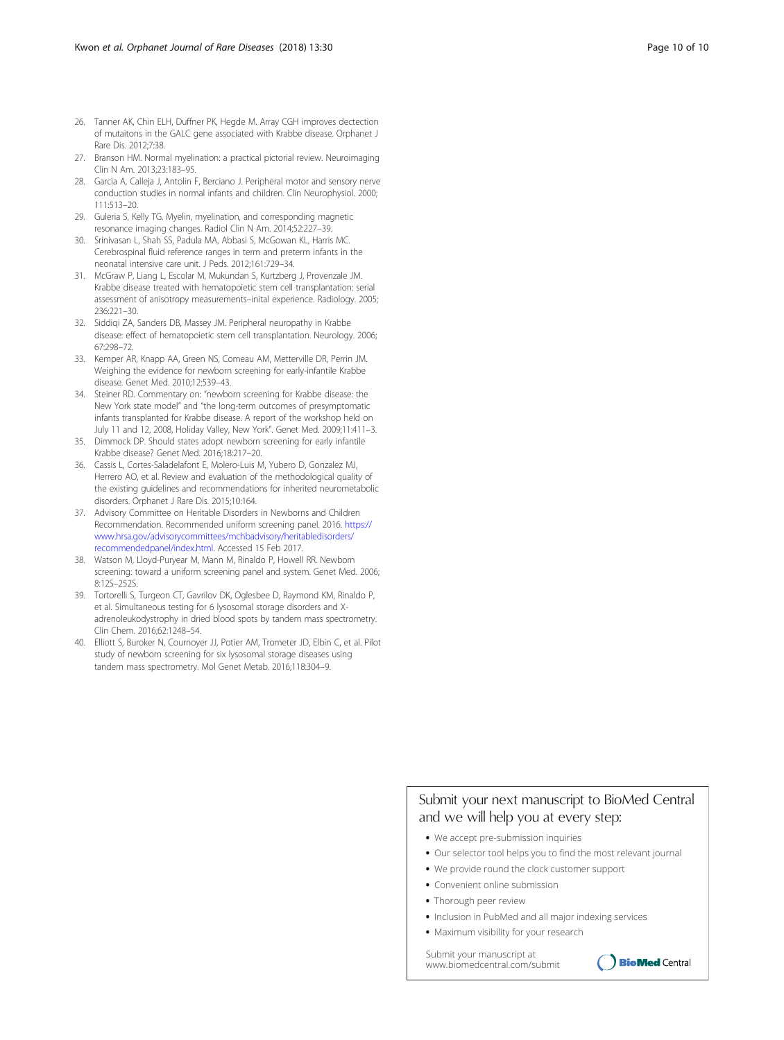26. Tanner AK, Chin ELH, Duffner PK, Hegde M. Array CGH improves dectection of mutaitons in the GALC gene associated with Krabbe disease. Orphanet J Rare Dis. 2012;7:38.
27. Branson HM. Normal myelination: a practical pictorial review. Neuroimaging Clin N Am. 2013;23:183–95.
28. Garcia A, Calleja J, Antolin F, Berciano J. Peripheral motor and sensory nerve conduction studies in normal infants and children. Clin Neurophysiol. 2000; 111:513–20.
29. Guleria S, Kelly TG. Myelin, myelination, and corresponding magnetic resonance imaging changes. Radiol Clin N Am. 2014;52:227–39.
30. Srinivasan L, Shah SS, Padula MA, Abbasi S, McGowan KL, Harris MC. Cerebrospinal fluid reference ranges in term and preterm infants in the neonatal intensive care unit. J Peds. 2012;161:729–34.
31. McGraw P, Liang L, Escolar M, Mukundan S, Kurtzberg J, Provenzale JM. Krabbe disease treated with hematopoietic stem cell transplantation: serial assessment of anisotropy measurements–inital experience. Radiology. 2005; 236:221–30.
32. Siddiqi ZA, Sanders DB, Massey JM. Peripheral neuropathy in Krabbe disease: effect of hematopoietic stem cell transplantation. Neurology. 2006; 67:298–72.
33. Kemper AR, Knapp AA, Green NS, Comeau AM, Metterville DR, Perrin JM. Weighing the evidence for newborn screening for early-infantile Krabbe disease. Genet Med. 2010;12:539–43.
34. Steiner RD. Commentary on: "newborn screening for Krabbe disease: the New York state model" and "the long-term outcomes of presymptomatic infants transplanted for Krabbe disease. A report of the workshop held on July 11 and 12, 2008, Holiday Valley, New York". Genet Med. 2009;11:411–3.
35. Dimmock DP. Should states adopt newborn screening for early infantile Krabbe disease? Genet Med. 2016;18:217–20.
36. Cassis L, Cortes-Saladelafont E, Molero-Luis M, Yubero D, Gonzalez MJ, Herrero AO, et al. Review and evaluation of the methodological quality of the existing guidelines and recommendations for inherited neurometabolic disorders. Orphanet J Rare Dis. 2015;10:164.
37. Advisory Committee on Heritable Disorders in Newborns and Children Recommendation. Recommended uniform screening panel. 2016. https://www.hrsa.gov/advisorycommittees/mchbadvisory/heritabledisorders/recommendedpanel/index.html. Accessed 15 Feb 2017.
38. Watson M, Lloyd-Puryear M, Mann M, Rinaldo P, Howell RR. Newborn screening: toward a uniform screening panel and system. Genet Med. 2006; 8:12S–252S.
39. Tortorelli S, Turgeon CT, Gavrilov DK, Oglesbee D, Raymond KM, Rinaldo P, et al. Simultaneous testing for 6 lysosomal storage disorders and X-adrenoleukodystrophy in dried blood spots by tandem mass spectrometry. Clin Chem. 2016;62:1248–54.
40. Elliott S, Buroker N, Cournoyer JJ, Potier AM, Trometer JD, Elbin C, et al. Pilot study of newborn screening for six lysosomal storage diseases using tandem mass spectrometry. Mol Genet Metab. 2016;118:304–9.

Submit your next manuscript to BioMed Central and we will help you at every step:

- We accept pre-submission inquiries
- Our selector tool helps you to find the most relevant journal
- We provide round the clock customer support
- Convenient online submission
- Thorough peer review
- Inclusion in PubMed and all major indexing services
- Maximum visibility for your research

Submit your manuscript at www.biomedcentral.com/submit

BioMed Central